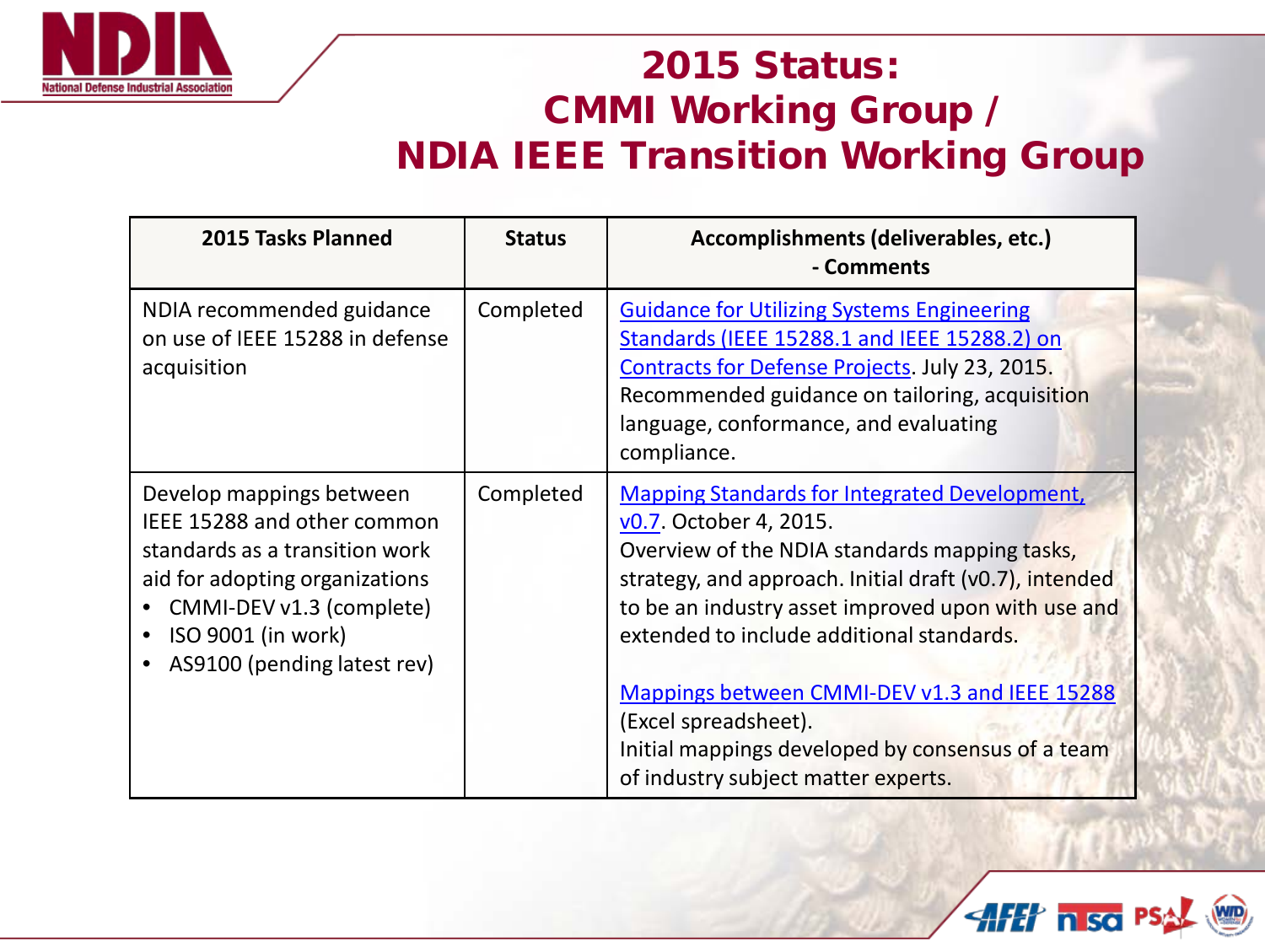# 2015 Status: CMMI Working Group / NDIA IEEE Transition Working Group

| 2015 Tasks Planned | Status | Accomplishments (deliverables, etc.) - Comments |
|---|---|---|
| NDIA recommended guidance on use of IEEE 15288 in defense acquisition | Completed | Guidance for Utilizing Systems Engineering Standards (IEEE 15288.1 and IEEE 15288.2) on Contracts for Defense Projects. July 23, 2015. Recommended guidance on tailoring, acquisition language, conformance, and evaluating compliance. |
| Develop mappings between IEEE 15288 and other common standards as a transition work aid for adopting organizations<br>• CMMI-DEV v1.3 (complete)<br>• ISO 9001 (in work)<br>• AS9100 (pending latest rev) | Completed | Mapping Standards for Integrated Development, v0.7. October 4, 2015. Overview of the NDIA standards mapping tasks, strategy, and approach. Initial draft (v0.7), intended to be an industry asset improved upon with use and extended to include additional standards.<br><br>Mappings between CMMI-DEV v1.3 and IEEE 15288 (Excel spreadsheet). Initial mappings developed by consensus of a team of industry subject matter experts. |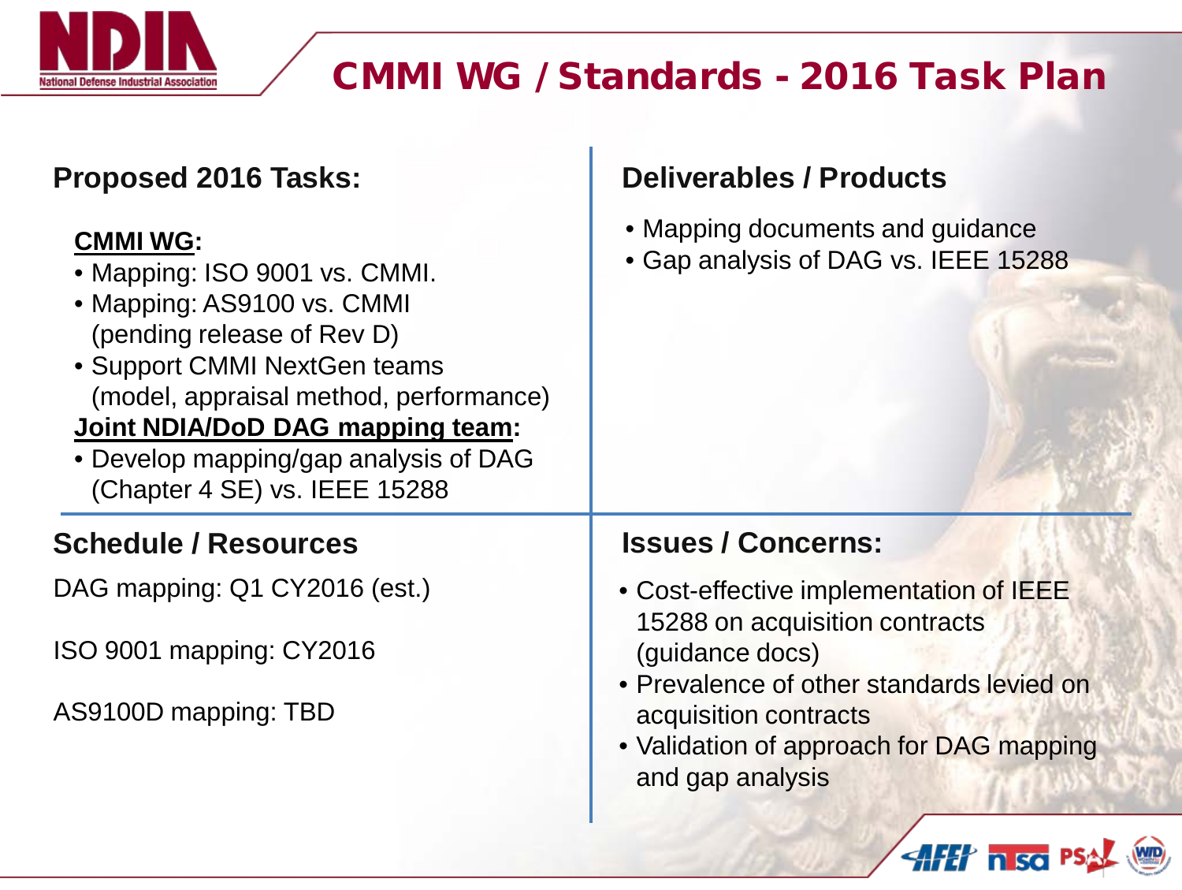# CMMI WG / Standards - 2016 Task Plan

## Proposed 2016 Tasks:

**CMMI WG:**

- Mapping: ISO 9001 vs. CMMI.
- Mapping: AS9100 vs. CMMI (pending release of Rev D)
- Support CMMI NextGen teams (model, appraisal method, performance)

**Joint NDIA/DoD DAG mapping team:**

- Develop mapping/gap analysis of DAG (Chapter 4 SE) vs. IEEE 15288

## Deliverables / Products

- Mapping documents and guidance
- Gap analysis of DAG vs. IEEE 15288

## Schedule / Resources

DAG mapping: Q1 CY2016 (est.)

ISO 9001 mapping: CY2016

AS9100D mapping: TBD

## Issues / Concerns:

- Cost-effective implementation of IEEE 15288 on acquisition contracts (guidance docs)
- Prevalence of other standards levied on acquisition contracts
- Validation of approach for DAG mapping and gap analysis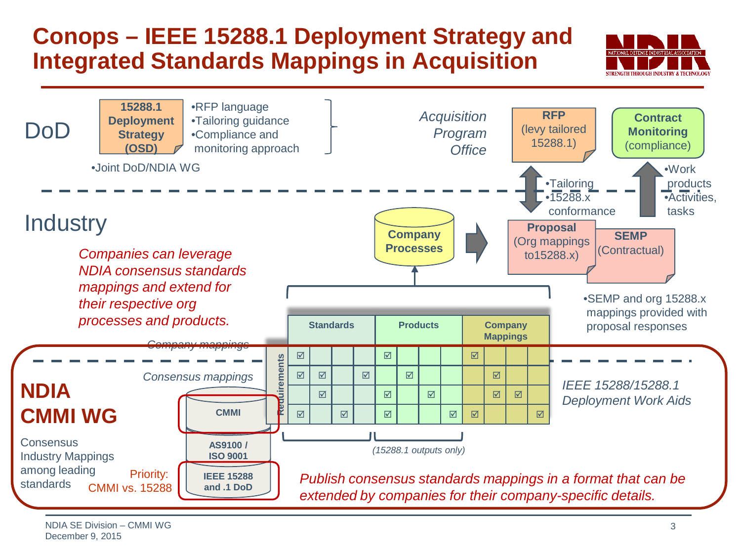# Conops – IEEE 15288.1 Deployment Strategy and Integrated Standards Mappings in Acquisition

## DoD

**15288.1 Deployment Strategy (OSD)**

- RFP language
- Tailoring guidance
- Compliance and monitoring approach

- Joint DoD/NDIA WG

*Acquisition Program Office*

**RFP** (levy tailored 15288.1)

**Contract Monitoring** (compliance)

- Tailoring
- 15288.x conformance

- Work products
- Activities, tasks

## Industry

*Companies can leverage NDIA consensus standards mappings and extend for their respective org processes and products.*

**Company Processes**

**Proposal** (Org mappings to15288.x)

**SEMP** (Contractual)

- SEMP and org 15288.x mappings provided with proposal responses

*Company mappings*

*Consensus mappings*

| Requirements | Standards | | | | Products | | | | Company Mappings | | | |
|---|---|---|---|---|---|---|---|---|---|---|---|---|
| | ☑ | | | | ☑ | | | | ☑ | | | |
| | ☑ | ☑ | | ☑ | | ☑ | | | | ☑ | | |
| | | ☑ | | | ☑ | | ☑ | | | ☑ | ☑ | |
| | ☑ | | ☑ | | ☑ | | | ☑ | ☑ | | | ☑ |

*(15288.1 outputs only)*

*IEEE 15288/15288.1 Deployment Work Aids*

## NDIA CMMI WG

Consensus Industry Mappings among leading standards

Priority: CMMI vs. 15288

- CMMI
- AS9100 / ISO 9001
- IEEE 15288 and .1 DoD

*Publish consensus standards mappings in a format that can be extended by companies for their company-specific details.*

NDIA SE Division – CMMI WG
December 9, 2015